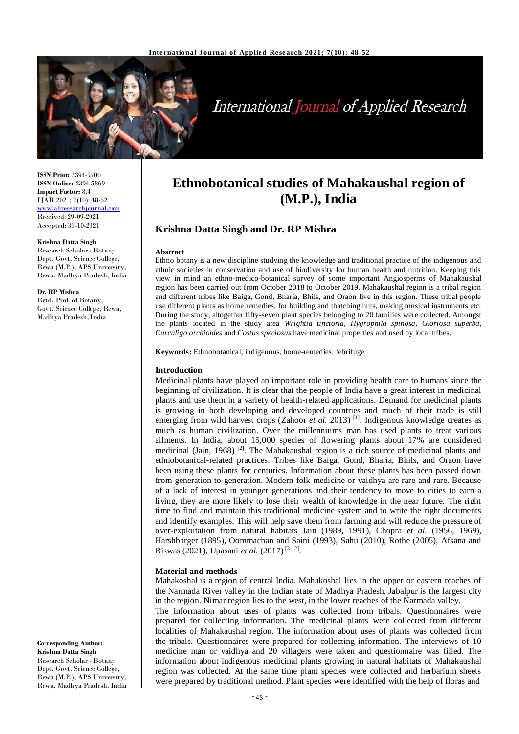ISSN Print: 2394-7500
ISSN Online: 2394-5869
Impact Factor: 8.4
IJAR 2021; 7(10): 48-52
www.allresearchjournal.com
Received: 29-09-2021
Accepted: 31-10-2021

**Krishna Datta Singh**
Research Scholar - Botany Dept. Govt. Science College, Rewa (M.P.), APS University, Rewa, Madhya Pradesh, India

**Dr. RP Mishra**
Retd. Prof. of Botany, Govt. Science College, Rewa, Madhya Pradesh, India

**Corresponding Author:**
**Krishna Datta Singh**
Research Scholar - Botany Dept. Govt. Science College, Rewa (M.P.), APS University, Rewa, Madhya Pradesh, India

# Ethnobotanical studies of Mahakaushal region of (M.P.), India

## Krishna Datta Singh and Dr. RP Mishra

**Abstract**

Ethno botany is a new discipline studying the knowledge and traditional practice of the indigenous and ethnic societies in conservation and use of biodiversity for human health and nutrition. Keeping this view in mind an ethno-medico-botanical survey of some important Angiosperms of Mahakaushal region has been carried out from October 2018 to October 2019. Mahakaushal region is a tribal region and different tribes like Baiga, Gond, Bharia, Bhils, and Oraon live in this region. These tribal people use different plants as home remedies, for building and thatching huts, making musical instruments etc. During the study, altogether fifty-seven plant species belonging to 20 families were collected. Amongst the plants located in the study area *Wrightia tinctoria*, *Hygrophila spinosa*, *Gloriosa superba*, *Curculigo orchioides* and *Costus speciosus* have medicinal properties and used by local tribes.

**Keywords:** Ethnobotanical, indigenous, home-remedies, febrifuge

### Introduction

Medicinal plants have played an important role in providing health care to humans since the beginning of civilization. It is clear that the people of India have a great interest in medicinal plants and use them in a variety of health-related applications. Demand for medicinal plants is growing in both developing and developed countries and much of their trade is still emerging from wild harvest crops (Zahoor *et al.* 2013) [1]. Indigenous knowledge creates as much as human civilization. Over the millenniums man has used plants to treat various ailments. In India, about 15,000 species of flowering plants about 17% are considered medicinal (Jain, 1968) [2]. The Mahakaushal region is a rich source of medicinal plants and ethnobotanical-related practices. Tribes like Baiga, Gond, Bharia, Bhils, and Oraon have been using these plants for centuries. Information about these plants has been passed down from generation to generation. Modern folk medicine or vaidhya are rare and rare. Because of a lack of interest in younger generations and their tendency to move to cities to earn a living, they are more likely to lose their wealth of knowledge in the near future. The right time to find and maintain this traditional medicine system and to write the right documents and identify examples. This will help save them from farming and will reduce the pressure of over-exploitation from natural habitats Jain (1989, 1991), Chopra *et al.* (1956, 1969), Harshbarger (1895), Oommachan and Saini (1993), Sahu (2010), Rothe (2005), Afsana and Biswas (2021), Upasani *et al.* (2017) [3-12].

### Material and methods

Mahakoshal is a region of central India. Mahakoshal lies in the upper or eastern reaches of the Narmada River valley in the Indian state of Madhya Pradesh. Jabalpur is the largest city in the region. Nimar region lies to the west, in the lower reaches of the Narmada valley.

The information about uses of plants was collected from tribals. Questionnaires were prepared for collecting information. The medicinal plants were collected from different localities of Mahakaushal region. The information about uses of plants was collected from the tribals. Questionnaires were prepared for collecting information. The interviews of 10 medicine man or vaidhya and 20 villagers were taken and questionnaire was filled. The information about indigenous medicinal plants growing in natural habitats of Mahakaushal region was collected. At the same time plant species were collected and herbarium sheets were prepared by traditional method. Plant species were identified with the help of floras and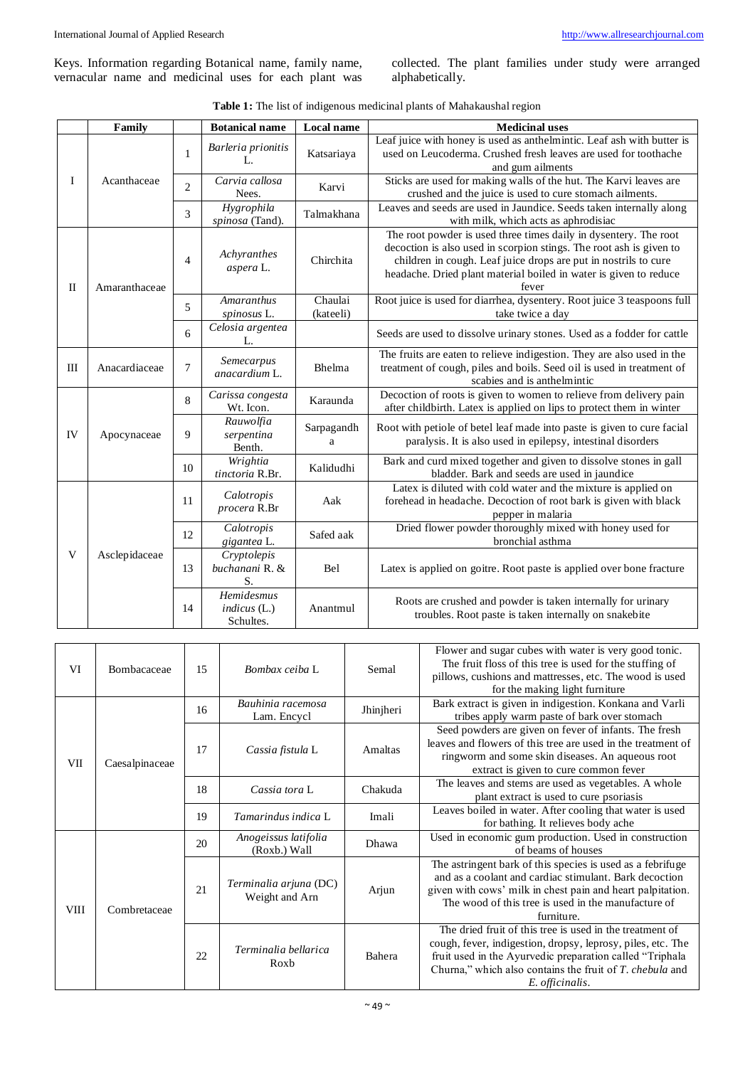Keys. Information regarding Botanical name, family name, vernacular name and medicinal uses for each plant was collected. The plant families under study were arranged alphabetically.

**Table 1:** The list of indigenous medicinal plants of Mahakaushal region

| | Family | | Botanical name | Local name | Medicinal uses |
|---|---|---|---|---|---|
| I | Acanthaceae | 1 | *Barleria prionitis* L. | Katsariaya | Leaf juice with honey is used as anthelmintic. Leaf ash with butter is used on Leucoderma. Crushed fresh leaves are used for toothache and gum ailments |
| | | 2 | *Carvia callosa* Nees. | Karvi | Sticks are used for making walls of the hut. The Karvi leaves are crushed and the juice is used to cure stomach ailments. |
| | | 3 | *Hygrophila spinosa* (Tand). | Talmakhana | Leaves and seeds are used in Jaundice. Seeds taken internally along with milk, which acts as aphrodisiac |
| II | Amaranthaceae | 4 | *Achyranthes aspera* L. | Chirchita | The root powder is used three times daily in dysentery. The root decoction is also used in scorpion stings. The root ash is given to children in cough. Leaf juice drops are put in nostrils to cure headache. Dried plant material boiled in water is given to reduce fever |
| | | 5 | *Amaranthus spinosus* L. | Chaulai (kateeli) | Root juice is used for diarrhea, dysentery. Root juice 3 teaspoons full take twice a day |
| | | 6 | *Celosia argentea* L. | | Seeds are used to dissolve urinary stones. Used as a fodder for cattle |
| III | Anacardiaceae | 7 | *Semecarpus anacardium* L. | Bhelma | The fruits are eaten to relieve indigestion. They are also used in the treatment of cough, piles and boils. Seed oil is used in treatment of scabies and is anthelmintic |
| IV | Apocynaceae | 8 | *Carissa congesta* Wt. Icon. | Karaunda | Decoction of roots is given to women to relieve from delivery pain after childbirth. Latex is applied on lips to protect them in winter |
| | | 9 | *Rauwolfia serpentina* Benth. | Sarpagandha | Root with petiole of betel leaf made into paste is given to cure facial paralysis. It is also used in epilepsy, intestinal disorders |
| | | 10 | *Wrightia tinctoria* R.Br. | Kalidudhi | Bark and curd mixed together and given to dissolve stones in gall bladder. Bark and seeds are used in jaundice |
| V | Asclepiadaceae | 11 | *Calotropis procera* R.Br | Aak | Latex is diluted with cold water and the mixture is applied on forehead in headache. Decoction of root bark is given with black pepper in malaria |
| | | 12 | *Calotropis gigantea* L. | Safed aak | Dried flower powder thoroughly mixed with honey used for bronchial asthma |
| | | 13 | *Cryptolepis buchanani* R. & S. | Bel | Latex is applied on goitre. Root paste is applied over bone fracture |
| | | 14 | *Hemidesmus indicus* (L.) Schultes. | Anantmul | Roots are crushed and powder is taken internally for urinary troubles. Root paste is taken internally on snakebite |
| VI | Bombacaceae | 15 | *Bombax ceiba* L | Semal | Flower and sugar cubes with water is very good tonic. The fruit floss of this tree is used for the stuffing of pillows, cushions and mattresses, etc. The wood is used for the making light furniture |
| VII | Caesalpinaceae | 16 | *Bauhinia racemosa* Lam. Encycl | Jhinjheri | Bark extract is given in indigestion. Konkana and Varli tribes apply warm paste of bark over stomach |
| | | 17 | *Cassia fistula* L | Amaltas | Seed powders are given on fever of infants. The fresh leaves and flowers of this tree are used in the treatment of ringworm and some skin diseases. An aqueous root extract is given to cure common fever |
| | | 18 | *Cassia tora* L | Chakuda | The leaves and stems are used as vegetables. A whole plant extract is used to cure psoriasis |
| | | 19 | *Tamarindus indica* L | Imali | Leaves boiled in water. After cooling that water is used for bathing. It relieves body ache |
| VIII | Combretaceae | 20 | *Anogeissus latifolia* (Roxb.) Wall | Dhawa | Used in economic gum production. Used in construction of beams of houses |
| | | 21 | *Terminalia arjuna* (DC) Weight and Arn | Arjun | The astringent bark of this species is used as a febrifuge and as a coolant and cardiac stimulant. Bark decoction given with cows' milk in chest pain and heart palpitation. The wood of this tree is used in the manufacture of furniture. |
| | | 22 | *Terminalia bellarica* Roxb | Bahera | The dried fruit of this tree is used in the treatment of cough, fever, indigestion, dropsy, leprosy, piles, etc. The fruit used in the Ayurvedic preparation called "Triphala Churna," which also contains the fruit of *T. chebula* and *E. officinalis*. |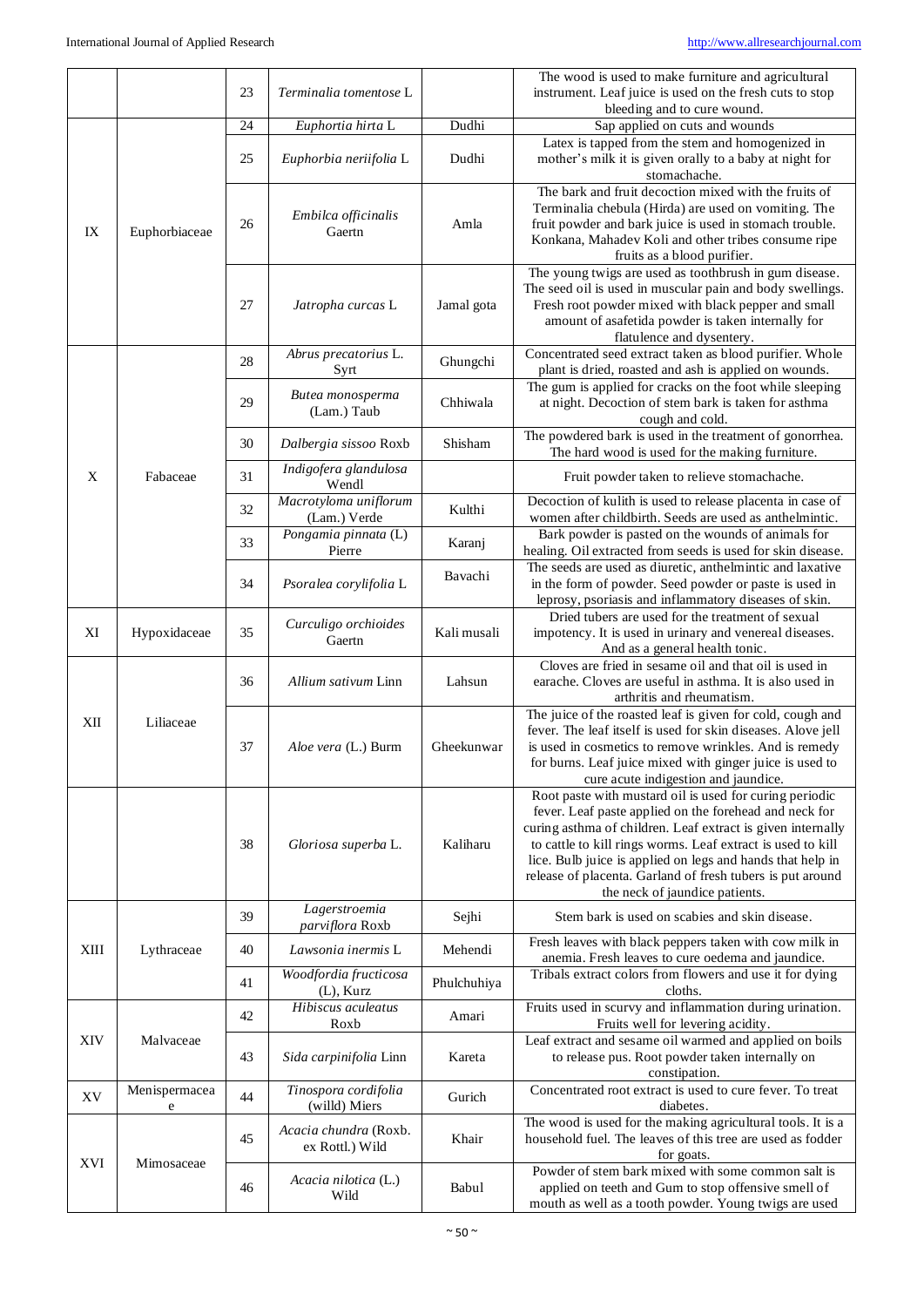| | | 23 | *Terminalia tomentose* L | | The wood is used to make furniture and agricultural instrument. Leaf juice is used on the fresh cuts to stop bleeding and to cure wound. |
|---|---|---|---|---|---|
| IX | Euphorbiaceae | 24 | *Euphortia hirta* L | Dudhi | Sap applied on cuts and wounds |
| | | 25 | *Euphorbia neriifolia* L | Dudhi | Latex is tapped from the stem and homogenized in mother's milk it is given orally to a baby at night for stomachache. |
| | | 26 | *Embilca officinalis* Gaertn | Amla | The bark and fruit decoction mixed with the fruits of Terminalia chebula (Hirda) are used on vomiting. The fruit powder and bark juice is used in stomach trouble. Konkana, Mahadev Koli and other tribes consume ripe fruits as a blood purifier. |
| | | 27 | *Jatropha curcas* L | Jamal gota | The young twigs are used as toothbrush in gum disease. The seed oil is used in muscular pain and body swellings. Fresh root powder mixed with black pepper and small amount of asafetida powder is taken internally for flatulence and dysentery. |
| X | Fabaceae | 28 | *Abrus precatorius* L. Syrt | Ghungchi | Concentrated seed extract taken as blood purifier. Whole plant is dried, roasted and ash is applied on wounds. |
| | | 29 | *Butea monosperma* (Lam.) Taub | Chhiwala | The gum is applied for cracks on the foot while sleeping at night. Decoction of stem bark is taken for asthma cough and cold. |
| | | 30 | *Dalbergia sissoo* Roxb | Shisham | The powdered bark is used in the treatment of gonorrhea. The hard wood is used for the making furniture. |
| | | 31 | *Indigofera glandulosa* Wendl | | Fruit powder taken to relieve stomachache. |
| | | 32 | *Macrotyloma uniflorum* (Lam.) Verde | Kulthi | Decoction of kulith is used to release placenta in case of women after childbirth. Seeds are used as anthelmintic. |
| | | 33 | *Pongamia pinnata* (L) Pierre | Karanj | Bark powder is pasted on the wounds of animals for healing. Oil extracted from seeds is used for skin disease. |
| | | 34 | *Psoralea corylifolia* L | Bavachi | The seeds are used as diuretic, anthelmintic and laxative in the form of powder. Seed powder or paste is used in leprosy, psoriasis and inflammatory diseases of skin. |
| XI | Hypoxidaceae | 35 | *Curculigo orchioides* Gaertn | Kali musali | Dried tubers are used for the treatment of sexual impotency. It is used in urinary and venereal diseases. And as a general health tonic. |
| XII | Liliaceae | 36 | *Allium sativum* Linn | Lahsun | Cloves are fried in sesame oil and that oil is used in earache. Cloves are useful in asthma. It is also used in arthritis and rheumatism. |
| | | 37 | *Aloe vera* (L.) Burm | Gheekunwar | The juice of the roasted leaf is given for cold, cough and fever. The leaf itself is used for skin diseases. Alove jell is used in cosmetics to remove wrinkles. And is remedy for burns. Leaf juice mixed with ginger juice is used to cure acute indigestion and jaundice. |
| | | 38 | *Gloriosa superba* L. | Kaliharu | Root paste with mustard oil is used for curing periodic fever. Leaf paste applied on the forehead and neck for curing asthma of children. Leaf extract is given internally to cattle to kill rings worms. Leaf extract is used to kill lice. Bulb juice is applied on legs and hands that help in release of placenta. Garland of fresh tubers is put around the neck of jaundice patients. |
| XIII | Lythraceae | 39 | *Lagerstroemia parviflora* Roxb | Sejhi | Stem bark is used on scabies and skin disease. |
| | | 40 | *Lawsonia inermis* L | Mehendi | Fresh leaves with black peppers taken with cow milk in anemia. Fresh leaves to cure oedema and jaundice. |
| | | 41 | *Woodfordia fructicosa* (L), Kurz | Phulchuhiya | Tribals extract colors from flowers and use it for dying cloths. |
| XIV | Malvaceae | 42 | *Hibiscus aculeatus* Roxb | Amari | Fruits used in scurvy and inflammation during urination. Fruits well for levering acidity. |
| | | 43 | *Sida carpinifolia* Linn | Kareta | Leaf extract and sesame oil warmed and applied on boils to release pus. Root powder taken internally on constipation. |
| XV | Menispermaceae | 44 | *Tinospora cordifolia* (willd) Miers | Gurich | Concentrated root extract is used to cure fever. To treat diabetes. |
| XVI | Mimosaceae | 45 | *Acacia chundra* (Roxb. ex Rottl.) Wild | Khair | The wood is used for the making agricultural tools. It is a household fuel. The leaves of this tree are used as fodder for goats. |
| | | 46 | *Acacia nilotica* (L.) Wild | Babul | Powder of stem bark mixed with some common salt is applied on teeth and Gum to stop offensive smell of mouth as well as a tooth powder. Young twigs are used |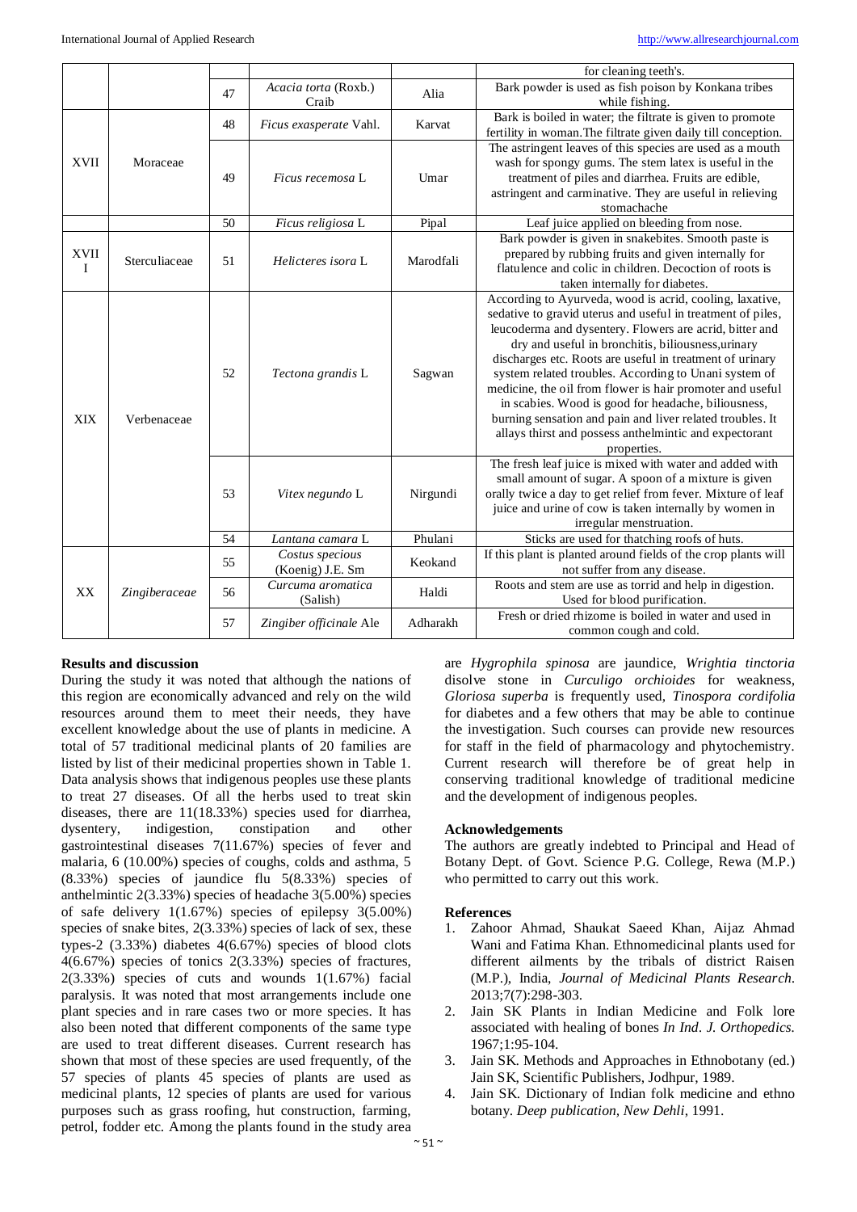| | | | | | for cleaning teeth's. |
|---|---|---|---|---|---|
| | | 47 | *Acacia torta* (Roxb.) Craib | Alia | Bark powder is used as fish poison by Konkana tribes while fishing. |
| XVII | Moraceae | 48 | *Ficus exasperate* Vahl. | Karvat | Bark is boiled in water; the filtrate is given to promote fertility in woman.The filtrate given daily till conception. |
| | | 49 | *Ficus recemosa* L | Umar | The astringent leaves of this species are used as a mouth wash for spongy gums. The stem latex is useful in the treatment of piles and diarrhea. Fruits are edible, astringent and carminative. They are useful in relieving stomachache |
| | | 50 | *Ficus religiosa* L | Pipal | Leaf juice applied on bleeding from nose. |
| XVIII | Sterculiaceae | 51 | *Helicteres isora* L | Marodfali | Bark powder is given in snakebites. Smooth paste is prepared by rubbing fruits and given internally for flatulence and colic in children. Decoction of roots is taken internally for diabetes. |
| XIX | Verbenaceae | 52 | *Tectona grandis* L | Sagwan | According to Ayurveda, wood is acrid, cooling, laxative, sedative to gravid uterus and useful in treatment of piles, leucoderma and dysentery. Flowers are acrid, bitter and dry and useful in bronchitis, biliousness,urinary discharges etc. Roots are useful in treatment of urinary system related troubles. According to Unani system of medicine, the oil from flower is hair promoter and useful in scabies. Wood is good for headache, biliousness, burning sensation and pain and liver related troubles. It allays thirst and possess anthelmintic and expectorant properties. |
| | | 53 | *Vitex negundo* L | Nirgundi | The fresh leaf juice is mixed with water and added with small amount of sugar. A spoon of a mixture is given orally twice a day to get relief from fever. Mixture of leaf juice and urine of cow is taken internally by women in irregular menstruation. |
| | | 54 | *Lantana camara* L | Phulani | Sticks are used for thatching roofs of huts. |
| XX | *Zingiberaceae* | 55 | *Costus specious* (Koenig) J.E. Sm | Keokand | If this plant is planted around fields of the crop plants will not suffer from any disease. |
| | | 56 | *Curcuma aromatica* (Salish) | Haldi | Roots and stem are use as torrid and help in digestion. Used for blood purification. |
| | | 57 | *Zingiber officinale* Ale | Adharakh | Fresh or dried rhizome is boiled in water and used in common cough and cold. |

## Results and discussion

During the study it was noted that although the nations of this region are economically advanced and rely on the wild resources around them to meet their needs, they have excellent knowledge about the use of plants in medicine. A total of 57 traditional medicinal plants of 20 families are listed by list of their medicinal properties shown in Table 1. Data analysis shows that indigenous peoples use these plants to treat 27 diseases. Of all the herbs used to treat skin diseases, there are 11(18.33%) species used for diarrhea, dysentery, indigestion, constipation and other gastrointestinal diseases 7(11.67%) species of fever and malaria, 6 (10.00%) species of coughs, colds and asthma, 5 (8.33%) species of jaundice flu 5(8.33%) species of anthelmintic 2(3.33%) species of headache 3(5.00%) species of safe delivery 1(1.67%) species of epilepsy 3(5.00%) species of snake bites, 2(3.33%) species of lack of sex, these types-2 (3.33%) diabetes 4(6.67%) species of blood clots 4(6.67%) species of tonics 2(3.33%) species of fractures, 2(3.33%) species of cuts and wounds 1(1.67%) facial paralysis. It was noted that most arrangements include one plant species and in rare cases two or more species. It has also been noted that different components of the same type are used to treat different diseases. Current research has shown that most of these species are used frequently, of the 57 species of plants 45 species of plants are used as medicinal plants, 12 species of plants are used for various purposes such as grass roofing, hut construction, farming, petrol, fodder etc. Among the plants found in the study area are *Hygrophila spinosa* are jaundice, *Wrightia tinctoria* disolve stone in *Curculigo orchioides* for weakness, *Gloriosa superba* is frequently used, *Tinospora cordifolia* for diabetes and a few others that may be able to continue the investigation. Such courses can provide new resources for staff in the field of pharmacology and phytochemistry. Current research will therefore be of great help in conserving traditional knowledge of traditional medicine and the development of indigenous peoples.

## Acknowledgements

The authors are greatly indebted to Principal and Head of Botany Dept. of Govt. Science P.G. College, Rewa (M.P.) who permitted to carry out this work.

## References

1. Zahoor Ahmad, Shaukat Saeed Khan, Aijaz Ahmad Wani and Fatima Khan. Ethnomedicinal plants used for different ailments by the tribals of district Raisen (M.P.), India, *Journal of Medicinal Plants Research*. 2013;7(7):298-303.
2. Jain SK Plants in Indian Medicine and Folk lore associated with healing of bones *In Ind. J. Orthopedics*. 1967;1:95-104.
3. Jain SK. Methods and Approaches in Ethnobotany (ed.) Jain SK, Scientific Publishers, Jodhpur, 1989.
4. Jain SK. Dictionary of Indian folk medicine and ethno botany. *Deep publication, New Dehli*, 1991.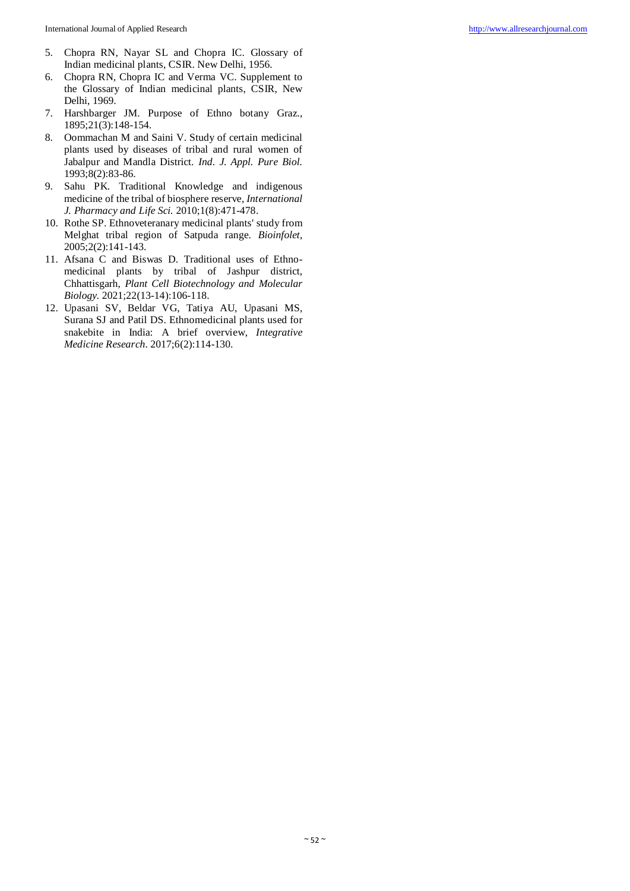5. Chopra RN, Nayar SL and Chopra IC. Glossary of Indian medicinal plants, CSIR. New Delhi, 1956.
6. Chopra RN, Chopra IC and Verma VC. Supplement to the Glossary of Indian medicinal plants, CSIR, New Delhi, 1969.
7. Harshbarger JM. Purpose of Ethno botany Graz., 1895;21(3):148-154.
8. Oommachan M and Saini V. Study of certain medicinal plants used by diseases of tribal and rural women of Jabalpur and Mandla District. *Ind. J. Appl. Pure Biol.* 1993;8(2):83-86.
9. Sahu PK. Traditional Knowledge and indigenous medicine of the tribal of biosphere reserve, *International J. Pharmacy and Life Sci.* 2010;1(8):471-478.
10. Rothe SP. Ethnoveteranary medicinal plants' study from Melghat tribal region of Satpuda range. *Bioinfolet*, 2005;2(2):141-143.
11. Afsana C and Biswas D. Traditional uses of Ethno-medicinal plants by tribal of Jashpur district, Chhattisgarh, *Plant Cell Biotechnology and Molecular Biology.* 2021;22(13-14):106-118.
12. Upasani SV, Beldar VG, Tatiya AU, Upasani MS, Surana SJ and Patil DS. Ethnomedicinal plants used for snakebite in India: A brief overview, *Integrative Medicine Research*. 2017;6(2):114-130.